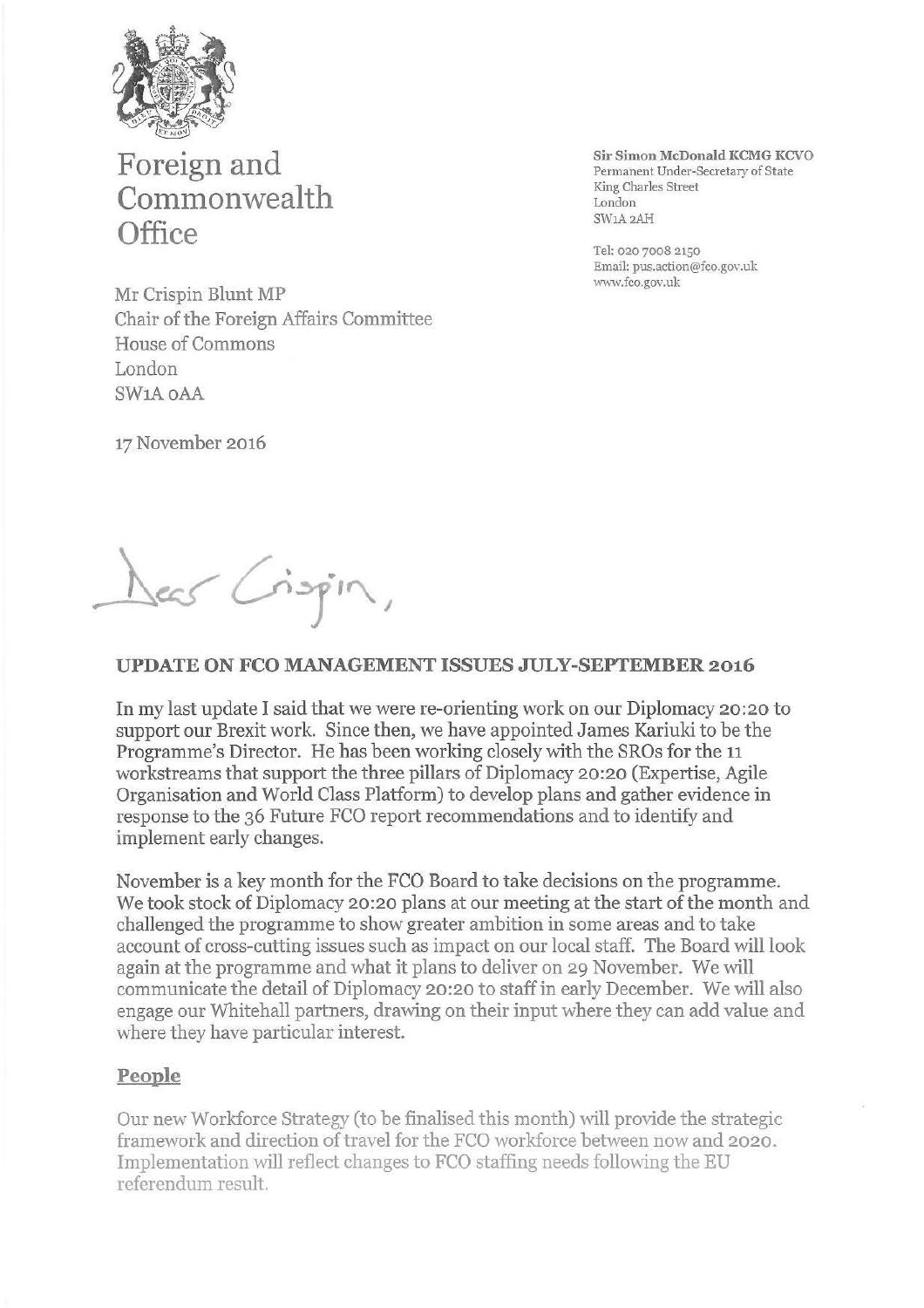# Foreign and Commonwealth Office

**Sir Simon McDonald KCMG KCVO**
Permanent Under-Secretary of State
King Charles Street
London
SW1A 2AH

Tel: 020 7008 2150
Email: pus.action@fco.gov.uk
www.fco.gov.uk

Mr Crispin Blunt MP
Chair of the Foreign Affairs Committee
House of Commons
London
SW1A 0AA

17 November 2016

Dear Crispin,

**UPDATE ON FCO MANAGEMENT ISSUES JULY-SEPTEMBER 2016**

In my last update I said that we were re-orienting work on our Diplomacy 20:20 to support our Brexit work. Since then, we have appointed James Kariuki to be the Programme's Director. He has been working closely with the SROs for the 11 workstreams that support the three pillars of Diplomacy 20:20 (Expertise, Agile Organisation and World Class Platform) to develop plans and gather evidence in response to the 36 Future FCO report recommendations and to identify and implement early changes.

November is a key month for the FCO Board to take decisions on the programme. We took stock of Diplomacy 20:20 plans at our meeting at the start of the month and challenged the programme to show greater ambition in some areas and to take account of cross-cutting issues such as impact on our local staff. The Board will look again at the programme and what it plans to deliver on 29 November. We will communicate the detail of Diplomacy 20:20 to staff in early December. We will also engage our Whitehall partners, drawing on their input where they can add value and where they have particular interest.

## People

Our new Workforce Strategy (to be finalised this month) will provide the strategic framework and direction of travel for the FCO workforce between now and 2020. Implementation will reflect changes to FCO staffing needs following the EU referendum result.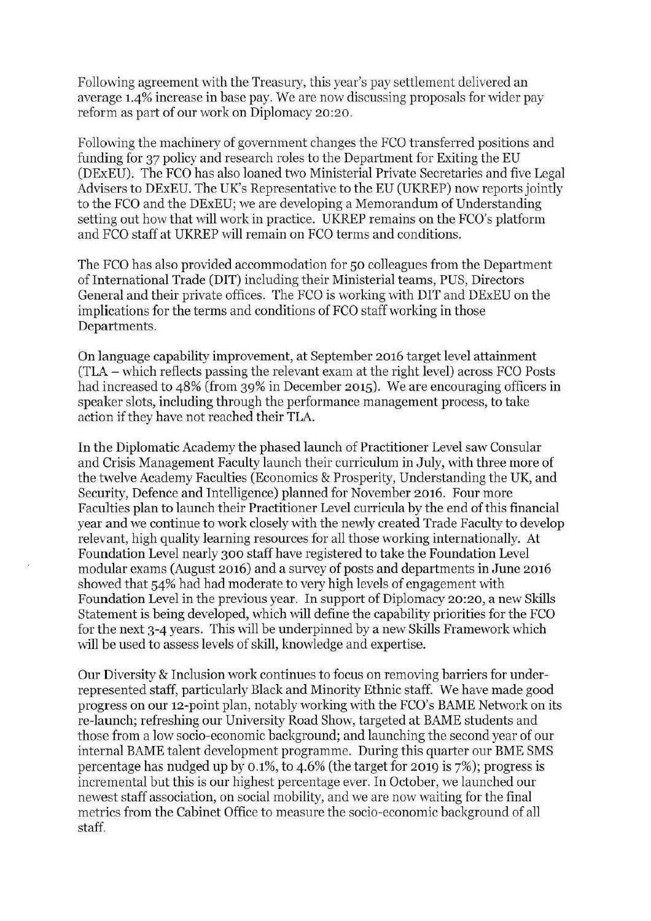Following agreement with the Treasury, this year's pay settlement delivered an average 1.4% increase in base pay. We are now discussing proposals for wider pay reform as part of our work on Diplomacy 20:20.

Following the machinery of government changes the FCO transferred positions and funding for 37 policy and research roles to the Department for Exiting the EU (DExEU). The FCO has also loaned two Ministerial Private Secretaries and five Legal Advisers to DExEU. The UK's Representative to the EU (UKREP) now reports jointly to the FCO and the DExEU; we are developing a Memorandum of Understanding setting out how that will work in practice. UKREP remains on the FCO's platform and FCO staff at UKREP will remain on FCO terms and conditions.

The FCO has also provided accommodation for 50 colleagues from the Department of International Trade (DIT) including their Ministerial teams, PUS, Directors General and their private offices. The FCO is working with DIT and DExEU on the implications for the terms and conditions of FCO staff working in those Departments.

On language capability improvement, at September 2016 target level attainment (TLA – which reflects passing the relevant exam at the right level) across FCO Posts had increased to 48% (from 39% in December 2015). We are encouraging officers in speaker slots, including through the performance management process, to take action if they have not reached their TLA.

In the Diplomatic Academy the phased launch of Practitioner Level saw Consular and Crisis Management Faculty launch their curriculum in July, with three more of the twelve Academy Faculties (Economics & Prosperity, Understanding the UK, and Security, Defence and Intelligence) planned for November 2016. Four more Faculties plan to launch their Practitioner Level curricula by the end of this financial year and we continue to work closely with the newly created Trade Faculty to develop relevant, high quality learning resources for all those working internationally. At Foundation Level nearly 300 staff have registered to take the Foundation Level modular exams (August 2016) and a survey of posts and departments in June 2016 showed that 54% had had moderate to very high levels of engagement with Foundation Level in the previous year. In support of Diplomacy 20:20, a new Skills Statement is being developed, which will define the capability priorities for the FCO for the next 3-4 years. This will be underpinned by a new Skills Framework which will be used to assess levels of skill, knowledge and expertise.

Our Diversity & Inclusion work continues to focus on removing barriers for under-represented staff, particularly Black and Minority Ethnic staff. We have made good progress on our 12-point plan, notably working with the FCO's BAME Network on its re-launch; refreshing our University Road Show, targeted at BAME students and those from a low socio-economic background; and launching the second year of our internal BAME talent development programme. During this quarter our BME SMS percentage has nudged up by 0.1%, to 4.6% (the target for 2019 is 7%); progress is incremental but this is our highest percentage ever. In October, we launched our newest staff association, on social mobility, and we are now waiting for the final metrics from the Cabinet Office to measure the socio-economic background of all staff.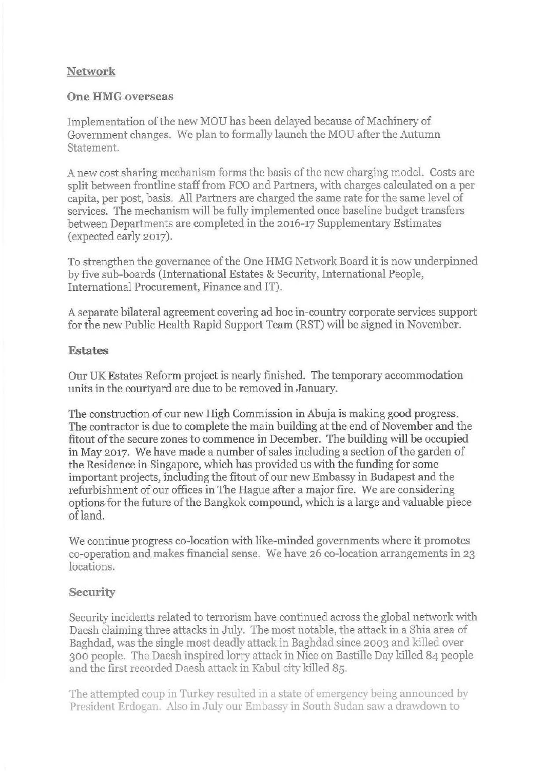## Network

### One HMG overseas

Implementation of the new MOU has been delayed because of Machinery of Government changes. We plan to formally launch the MOU after the Autumn Statement.

A new cost sharing mechanism forms the basis of the new charging model. Costs are split between frontline staff from FCO and Partners, with charges calculated on a per capita, per post, basis. All Partners are charged the same rate for the same level of services. The mechanism will be fully implemented once baseline budget transfers between Departments are completed in the 2016-17 Supplementary Estimates (expected early 2017).

To strengthen the governance of the One HMG Network Board it is now underpinned by five sub-boards (International Estates & Security, International People, International Procurement, Finance and IT).

A separate bilateral agreement covering ad hoc in-country corporate services support for the new Public Health Rapid Support Team (RST) will be signed in November.

### Estates

Our UK Estates Reform project is nearly finished. The temporary accommodation units in the courtyard are due to be removed in January.

The construction of our new High Commission in Abuja is making good progress. The contractor is due to complete the main building at the end of November and the fitout of the secure zones to commence in December. The building will be occupied in May 2017. We have made a number of sales including a section of the garden of the Residence in Singapore, which has provided us with the funding for some important projects, including the fitout of our new Embassy in Budapest and the refurbishment of our offices in The Hague after a major fire. We are considering options for the future of the Bangkok compound, which is a large and valuable piece of land.

We continue progress co-location with like-minded governments where it promotes co-operation and makes financial sense. We have 26 co-location arrangements in 23 locations.

### Security

Security incidents related to terrorism have continued across the global network with Daesh claiming three attacks in July. The most notable, the attack in a Shia area of Baghdad, was the single most deadly attack in Baghdad since 2003 and killed over 300 people. The Daesh inspired lorry attack in Nice on Bastille Day killed 84 people and the first recorded Daesh attack in Kabul city killed 85.

The attempted coup in Turkey resulted in a state of emergency being announced by President Erdogan. Also in July our Embassy in South Sudan saw a drawdown to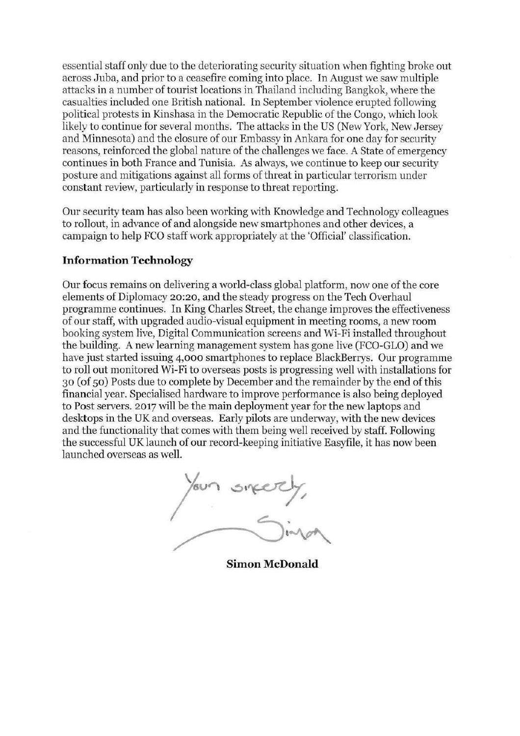essential staff only due to the deteriorating security situation when fighting broke out across Juba, and prior to a ceasefire coming into place. In August we saw multiple attacks in a number of tourist locations in Thailand including Bangkok, where the casualties included one British national. In September violence erupted following political protests in Kinshasa in the Democratic Republic of the Congo, which look likely to continue for several months. The attacks in the US (New York, New Jersey and Minnesota) and the closure of our Embassy in Ankara for one day for security reasons, reinforced the global nature of the challenges we face. A State of emergency continues in both France and Tunisia. As always, we continue to keep our security posture and mitigations against all forms of threat in particular terrorism under constant review, particularly in response to threat reporting.

Our security team has also been working with Knowledge and Technology colleagues to rollout, in advance of and alongside new smartphones and other devices, a campaign to help FCO staff work appropriately at the 'Official' classification.

## Information Technology

Our focus remains on delivering a world-class global platform, now one of the core elements of Diplomacy 20:20, and the steady progress on the Tech Overhaul programme continues. In King Charles Street, the change improves the effectiveness of our staff, with upgraded audio-visual equipment in meeting rooms, a new room booking system live, Digital Communication screens and Wi-Fi installed throughout the building. A new learning management system has gone live (FCO-GLO) and we have just started issuing 4,000 smartphones to replace BlackBerrys. Our programme to roll out monitored Wi-Fi to overseas posts is progressing well with installations for 30 (of 50) Posts due to complete by December and the remainder by the end of this financial year. Specialised hardware to improve performance is also being deployed to Post servers. 2017 will be the main deployment year for the new laptops and desktops in the UK and overseas. Early pilots are underway, with the new devices and the functionality that comes with them being well received by staff. Following the successful UK launch of our record-keeping initiative Easyfile, it has now been launched overseas as well.

Yours sincerely,

Simon

**Simon McDonald**